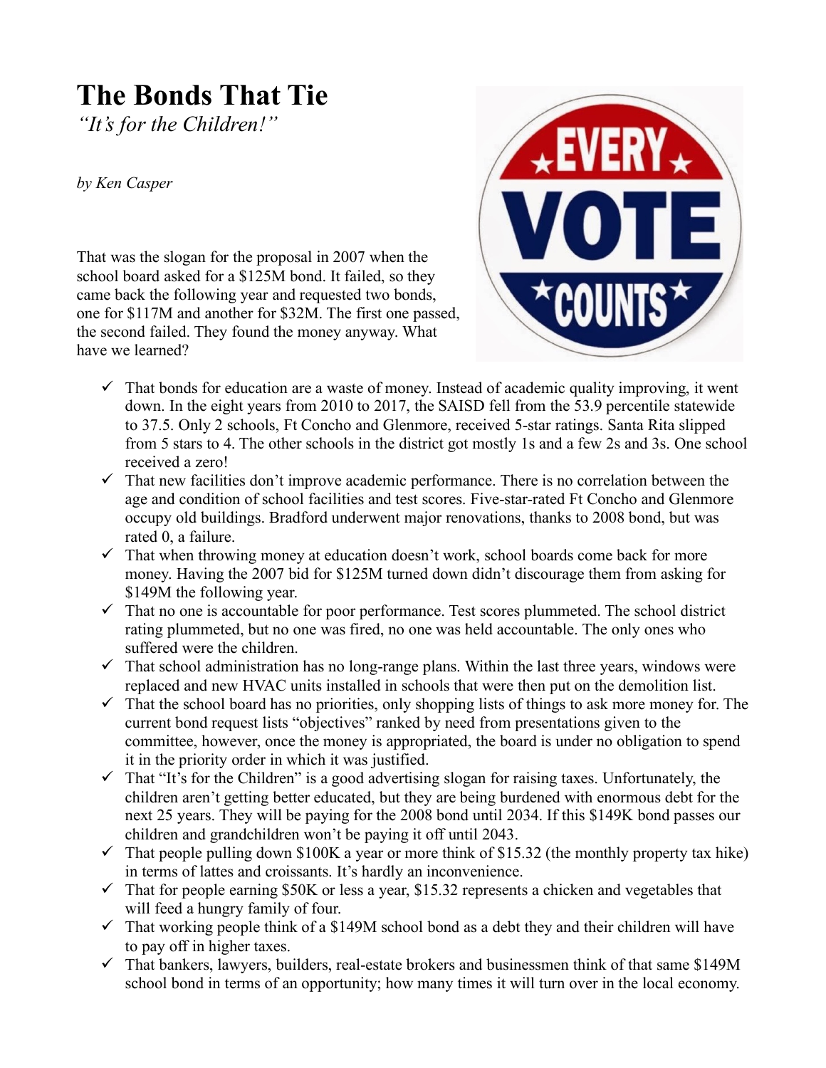# The Bonds That Tie

*"It's for the Children!"*

*by Ken Casper*

That was the slogan for the proposal in 2007 when the school board asked for a $125M bond. It failed, so they came back the following year and requested two bonds, one for $117M and another for $32M. The first one passed, the second failed. They found the money anyway. What have we learned?

- ✓ That bonds for education are a waste of money. Instead of academic quality improving, it went down. In the eight years from 2010 to 2017, the SAISD fell from the 53.9 percentile statewide to 37.5. Only 2 schools, Ft Concho and Glenmore, received 5-star ratings. Santa Rita slipped from 5 stars to 4. The other schools in the district got mostly 1s and a few 2s and 3s. One school received a zero!
- ✓ That new facilities don't improve academic performance. There is no correlation between the age and condition of school facilities and test scores. Five-star-rated Ft Concho and Glenmore occupy old buildings. Bradford underwent major renovations, thanks to 2008 bond, but was rated 0, a failure.
- ✓ That when throwing money at education doesn't work, school boards come back for more money. Having the 2007 bid for $125M turned down didn't discourage them from asking for $149M the following year.
- ✓ That no one is accountable for poor performance. Test scores plummeted. The school district rating plummeted, but no one was fired, no one was held accountable. The only ones who suffered were the children.
- ✓ That school administration has no long-range plans. Within the last three years, windows were replaced and new HVAC units installed in schools that were then put on the demolition list.
- ✓ That the school board has no priorities, only shopping lists of things to ask more money for. The current bond request lists "objectives" ranked by need from presentations given to the committee, however, once the money is appropriated, the board is under no obligation to spend it in the priority order in which it was justified.
- ✓ That "It's for the Children" is a good advertising slogan for raising taxes. Unfortunately, the children aren't getting better educated, but they are being burdened with enormous debt for the next 25 years. They will be paying for the 2008 bond until 2034. If this $149K bond passes our children and grandchildren won't be paying it off until 2043.
- ✓ That people pulling down $100K a year or more think of $15.32 (the monthly property tax hike) in terms of lattes and croissants. It's hardly an inconvenience.
- ✓ That for people earning $50K or less a year, $15.32 represents a chicken and vegetables that will feed a hungry family of four.
- ✓ That working people think of a $149M school bond as a debt they and their children will have to pay off in higher taxes.
- ✓ That bankers, lawyers, builders, real-estate brokers and businessmen think of that same $149M school bond in terms of an opportunity; how many times it will turn over in the local economy.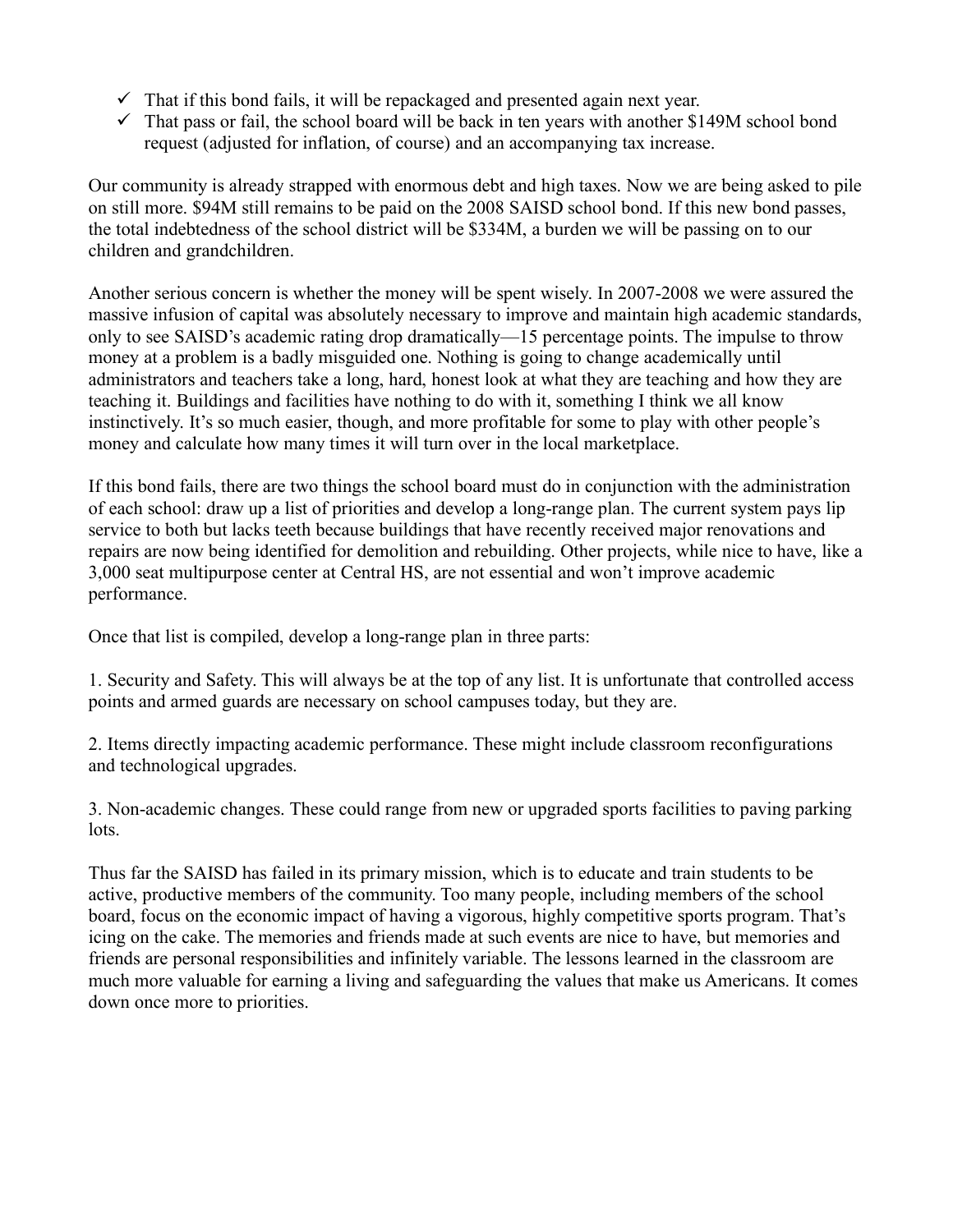- ✓ That if this bond fails, it will be repackaged and presented again next year.
- ✓ That pass or fail, the school board will be back in ten years with another $149M school bond request (adjusted for inflation, of course) and an accompanying tax increase.

Our community is already strapped with enormous debt and high taxes. Now we are being asked to pile on still more. $94M still remains to be paid on the 2008 SAISD school bond. If this new bond passes, the total indebtedness of the school district will be $334M, a burden we will be passing on to our children and grandchildren.

Another serious concern is whether the money will be spent wisely. In 2007-2008 we were assured the massive infusion of capital was absolutely necessary to improve and maintain high academic standards, only to see SAISD's academic rating drop dramatically—15 percentage points. The impulse to throw money at a problem is a badly misguided one. Nothing is going to change academically until administrators and teachers take a long, hard, honest look at what they are teaching and how they are teaching it. Buildings and facilities have nothing to do with it, something I think we all know instinctively. It's so much easier, though, and more profitable for some to play with other people's money and calculate how many times it will turn over in the local marketplace.

If this bond fails, there are two things the school board must do in conjunction with the administration of each school: draw up a list of priorities and develop a long-range plan. The current system pays lip service to both but lacks teeth because buildings that have recently received major renovations and repairs are now being identified for demolition and rebuilding. Other projects, while nice to have, like a 3,000 seat multipurpose center at Central HS, are not essential and won't improve academic performance.

Once that list is compiled, develop a long-range plan in three parts:

1. Security and Safety. This will always be at the top of any list. It is unfortunate that controlled access points and armed guards are necessary on school campuses today, but they are.

2. Items directly impacting academic performance. These might include classroom reconfigurations and technological upgrades.

3. Non-academic changes. These could range from new or upgraded sports facilities to paving parking lots.

Thus far the SAISD has failed in its primary mission, which is to educate and train students to be active, productive members of the community. Too many people, including members of the school board, focus on the economic impact of having a vigorous, highly competitive sports program. That's icing on the cake. The memories and friends made at such events are nice to have, but memories and friends are personal responsibilities and infinitely variable. The lessons learned in the classroom are much more valuable for earning a living and safeguarding the values that make us Americans. It comes down once more to priorities.